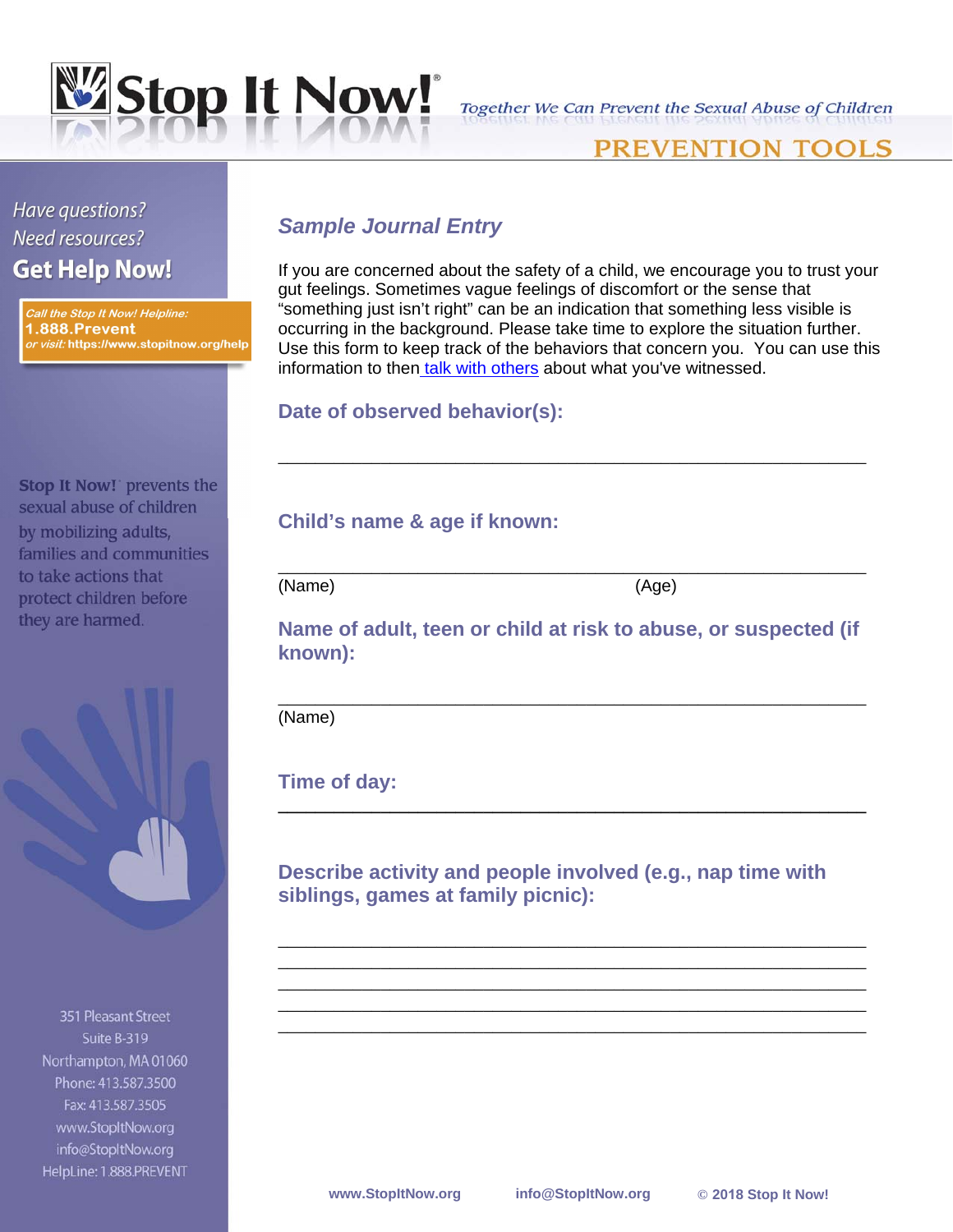# Stop It Now!®

*Together We Can Prevent the Sexual Abuse of Children*

PREVENTION TOOLS

*Have questions?*
*Need resources?*
**Get Help Now!**

*Call the Stop It Now! Helpline:*
**1.888.Prevent**
*or visit:* **https://www.stopitnow.org/help**

**Stop It Now!**® prevents the sexual abuse of children by mobilizing adults, families and communities to take actions that protect children before they are harmed.

351 Pleasant Street
Suite B-319
Northampton, MA 01060
Phone: 413.587.3500
Fax: 413.587.3505
www.StopItNow.org
info@StopItNow.org
HelpLine: 1.888.PREVENT

## *Sample Journal Entry*

If you are concerned about the safety of a child, we encourage you to trust your gut feelings. Sometimes vague feelings of discomfort or the sense that "something just isn't right" can be an indication that something less visible is occurring in the background. Please take time to explore the situation further. Use this form to keep track of the behaviors that concern you. You can use this information to then talk with others about what you've witnessed.

### Date of observed behavior(s):

\_\_\_\_\_\_\_\_\_\_\_\_\_\_\_\_\_\_\_\_\_\_\_\_\_\_\_\_\_\_\_\_\_\_\_\_\_\_\_\_\_\_\_\_\_\_\_\_\_\_\_\_\_\_\_\_\_\_

### Child's name & age if known:

\_\_\_\_\_\_\_\_\_\_\_\_\_\_\_\_\_\_\_\_\_\_\_\_\_\_\_\_\_\_\_\_\_\_\_\_\_\_\_\_\_\_\_\_\_\_\_\_\_\_\_\_\_\_\_\_\_\_

(Name) (Age)

### Name of adult, teen or child at risk to abuse, or suspected (if known):

\_\_\_\_\_\_\_\_\_\_\_\_\_\_\_\_\_\_\_\_\_\_\_\_\_\_\_\_\_\_\_\_\_\_\_\_\_\_\_\_\_\_\_\_\_\_\_\_\_\_\_\_\_\_\_\_\_\_

(Name)

### Time of day:

\_\_\_\_\_\_\_\_\_\_\_\_\_\_\_\_\_\_\_\_\_\_\_\_\_\_\_\_\_\_\_\_\_\_\_\_\_\_\_\_\_\_\_\_\_\_\_\_\_\_\_\_\_\_\_\_\_\_

### Describe activity and people involved (e.g., nap time with siblings, games at family picnic):

\_\_\_\_\_\_\_\_\_\_\_\_\_\_\_\_\_\_\_\_\_\_\_\_\_\_\_\_\_\_\_\_\_\_\_\_\_\_\_\_\_\_\_\_\_\_\_\_\_\_\_\_\_\_\_\_\_\_
\_\_\_\_\_\_\_\_\_\_\_\_\_\_\_\_\_\_\_\_\_\_\_\_\_\_\_\_\_\_\_\_\_\_\_\_\_\_\_\_\_\_\_\_\_\_\_\_\_\_\_\_\_\_\_\_\_\_
\_\_\_\_\_\_\_\_\_\_\_\_\_\_\_\_\_\_\_\_\_\_\_\_\_\_\_\_\_\_\_\_\_\_\_\_\_\_\_\_\_\_\_\_\_\_\_\_\_\_\_\_\_\_\_\_\_\_
\_\_\_\_\_\_\_\_\_\_\_\_\_\_\_\_\_\_\_\_\_\_\_\_\_\_\_\_\_\_\_\_\_\_\_\_\_\_\_\_\_\_\_\_\_\_\_\_\_\_\_\_\_\_\_\_\_\_
\_\_\_\_\_\_\_\_\_\_\_\_\_\_\_\_\_\_\_\_\_\_\_\_\_\_\_\_\_\_\_\_\_\_\_\_\_\_\_\_\_\_\_\_\_\_\_\_\_\_\_\_\_\_\_\_\_\_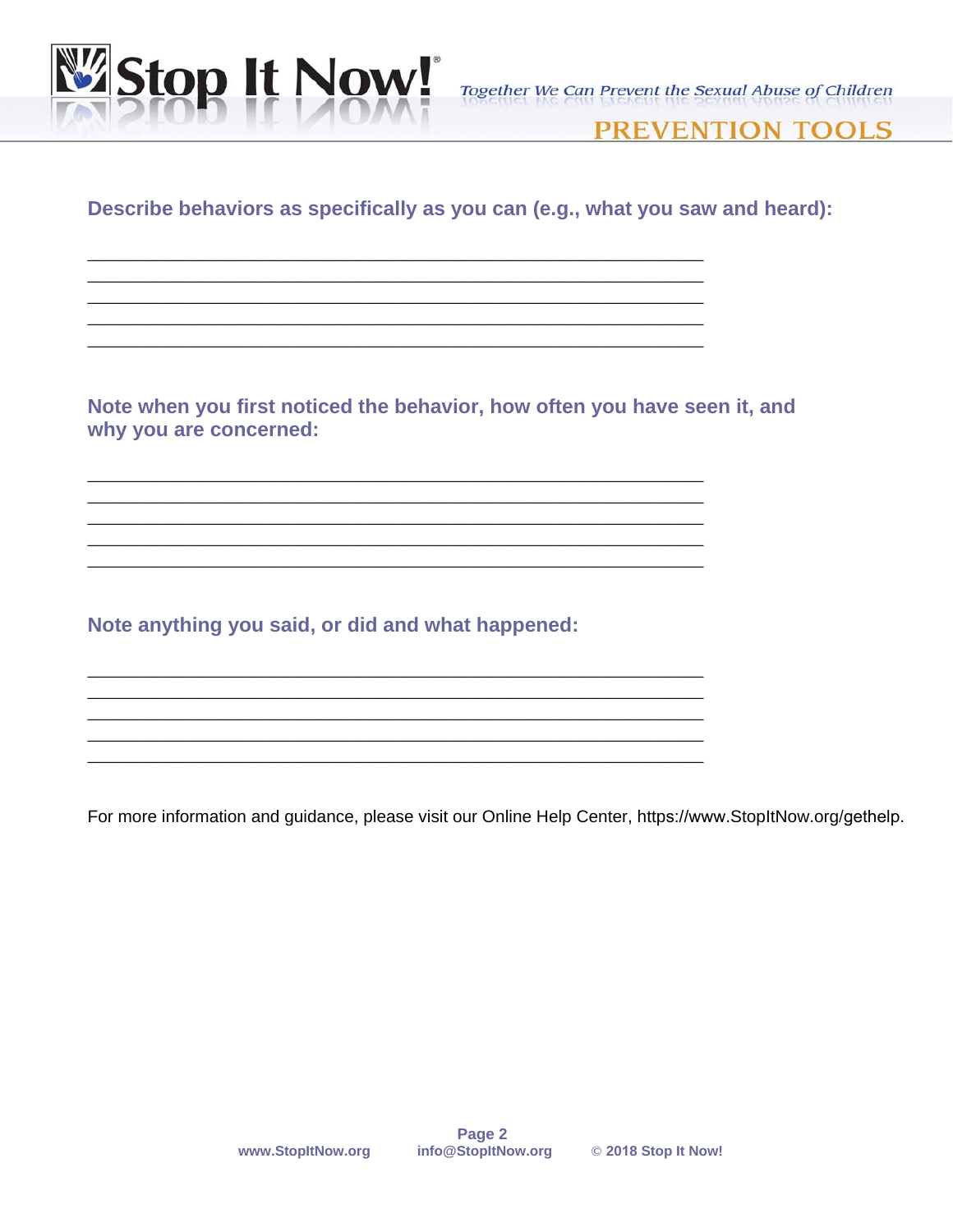**Describe behaviors as specifically as you can (e.g., what you saw and heard):**

\_\_\_\_\_\_\_\_\_\_\_\_\_\_\_\_\_\_\_\_\_\_\_\_\_\_\_\_\_\_\_\_\_\_\_\_\_\_\_\_\_\_\_\_\_\_\_\_\_\_\_\_\_\_\_\_\_\_\_\_\_\_\_\_
\_\_\_\_\_\_\_\_\_\_\_\_\_\_\_\_\_\_\_\_\_\_\_\_\_\_\_\_\_\_\_\_\_\_\_\_\_\_\_\_\_\_\_\_\_\_\_\_\_\_\_\_\_\_\_\_\_\_\_\_\_\_\_\_
\_\_\_\_\_\_\_\_\_\_\_\_\_\_\_\_\_\_\_\_\_\_\_\_\_\_\_\_\_\_\_\_\_\_\_\_\_\_\_\_\_\_\_\_\_\_\_\_\_\_\_\_\_\_\_\_\_\_\_\_\_\_\_\_
\_\_\_\_\_\_\_\_\_\_\_\_\_\_\_\_\_\_\_\_\_\_\_\_\_\_\_\_\_\_\_\_\_\_\_\_\_\_\_\_\_\_\_\_\_\_\_\_\_\_\_\_\_\_\_\_\_\_\_\_\_\_\_\_
\_\_\_\_\_\_\_\_\_\_\_\_\_\_\_\_\_\_\_\_\_\_\_\_\_\_\_\_\_\_\_\_\_\_\_\_\_\_\_\_\_\_\_\_\_\_\_\_\_\_\_\_\_\_\_\_\_\_\_\_\_\_\_\_

**Note when you first noticed the behavior, how often you have seen it, and why you are concerned:**

\_\_\_\_\_\_\_\_\_\_\_\_\_\_\_\_\_\_\_\_\_\_\_\_\_\_\_\_\_\_\_\_\_\_\_\_\_\_\_\_\_\_\_\_\_\_\_\_\_\_\_\_\_\_\_\_\_\_\_\_\_\_\_\_
\_\_\_\_\_\_\_\_\_\_\_\_\_\_\_\_\_\_\_\_\_\_\_\_\_\_\_\_\_\_\_\_\_\_\_\_\_\_\_\_\_\_\_\_\_\_\_\_\_\_\_\_\_\_\_\_\_\_\_\_\_\_\_\_
\_\_\_\_\_\_\_\_\_\_\_\_\_\_\_\_\_\_\_\_\_\_\_\_\_\_\_\_\_\_\_\_\_\_\_\_\_\_\_\_\_\_\_\_\_\_\_\_\_\_\_\_\_\_\_\_\_\_\_\_\_\_\_\_
\_\_\_\_\_\_\_\_\_\_\_\_\_\_\_\_\_\_\_\_\_\_\_\_\_\_\_\_\_\_\_\_\_\_\_\_\_\_\_\_\_\_\_\_\_\_\_\_\_\_\_\_\_\_\_\_\_\_\_\_\_\_\_\_
\_\_\_\_\_\_\_\_\_\_\_\_\_\_\_\_\_\_\_\_\_\_\_\_\_\_\_\_\_\_\_\_\_\_\_\_\_\_\_\_\_\_\_\_\_\_\_\_\_\_\_\_\_\_\_\_\_\_\_\_\_\_\_\_

**Note anything you said, or did and what happened:**

\_\_\_\_\_\_\_\_\_\_\_\_\_\_\_\_\_\_\_\_\_\_\_\_\_\_\_\_\_\_\_\_\_\_\_\_\_\_\_\_\_\_\_\_\_\_\_\_\_\_\_\_\_\_\_\_\_\_\_\_\_\_\_\_
\_\_\_\_\_\_\_\_\_\_\_\_\_\_\_\_\_\_\_\_\_\_\_\_\_\_\_\_\_\_\_\_\_\_\_\_\_\_\_\_\_\_\_\_\_\_\_\_\_\_\_\_\_\_\_\_\_\_\_\_\_\_\_\_
\_\_\_\_\_\_\_\_\_\_\_\_\_\_\_\_\_\_\_\_\_\_\_\_\_\_\_\_\_\_\_\_\_\_\_\_\_\_\_\_\_\_\_\_\_\_\_\_\_\_\_\_\_\_\_\_\_\_\_\_\_\_\_\_
\_\_\_\_\_\_\_\_\_\_\_\_\_\_\_\_\_\_\_\_\_\_\_\_\_\_\_\_\_\_\_\_\_\_\_\_\_\_\_\_\_\_\_\_\_\_\_\_\_\_\_\_\_\_\_\_\_\_\_\_\_\_\_\_
\_\_\_\_\_\_\_\_\_\_\_\_\_\_\_\_\_\_\_\_\_\_\_\_\_\_\_\_\_\_\_\_\_\_\_\_\_\_\_\_\_\_\_\_\_\_\_\_\_\_\_\_\_\_\_\_\_\_\_\_\_\_\_\_

For more information and guidance, please visit our Online Help Center, https://www.StopItNow.org/gethelp.